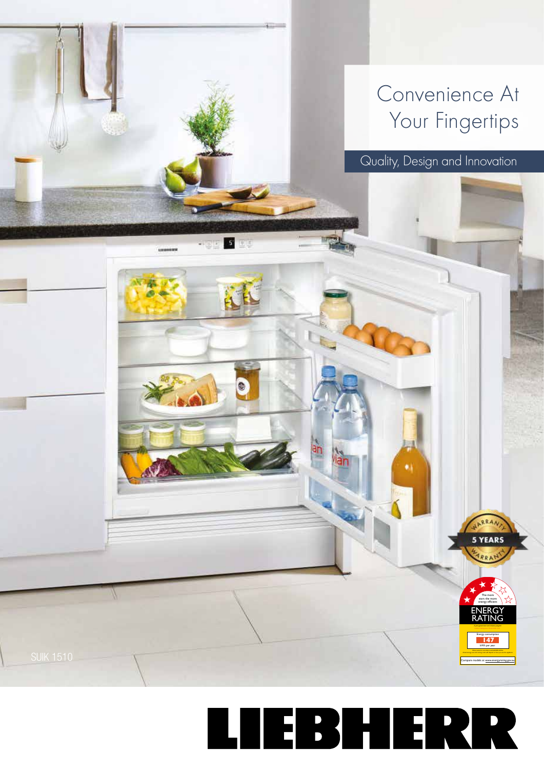# Convenience At Your Fingertips

## Quality, Design and Innovation

SUIK 1510

5 YEARS WARRANTY

ENERGY RATING

147

LIEBHERR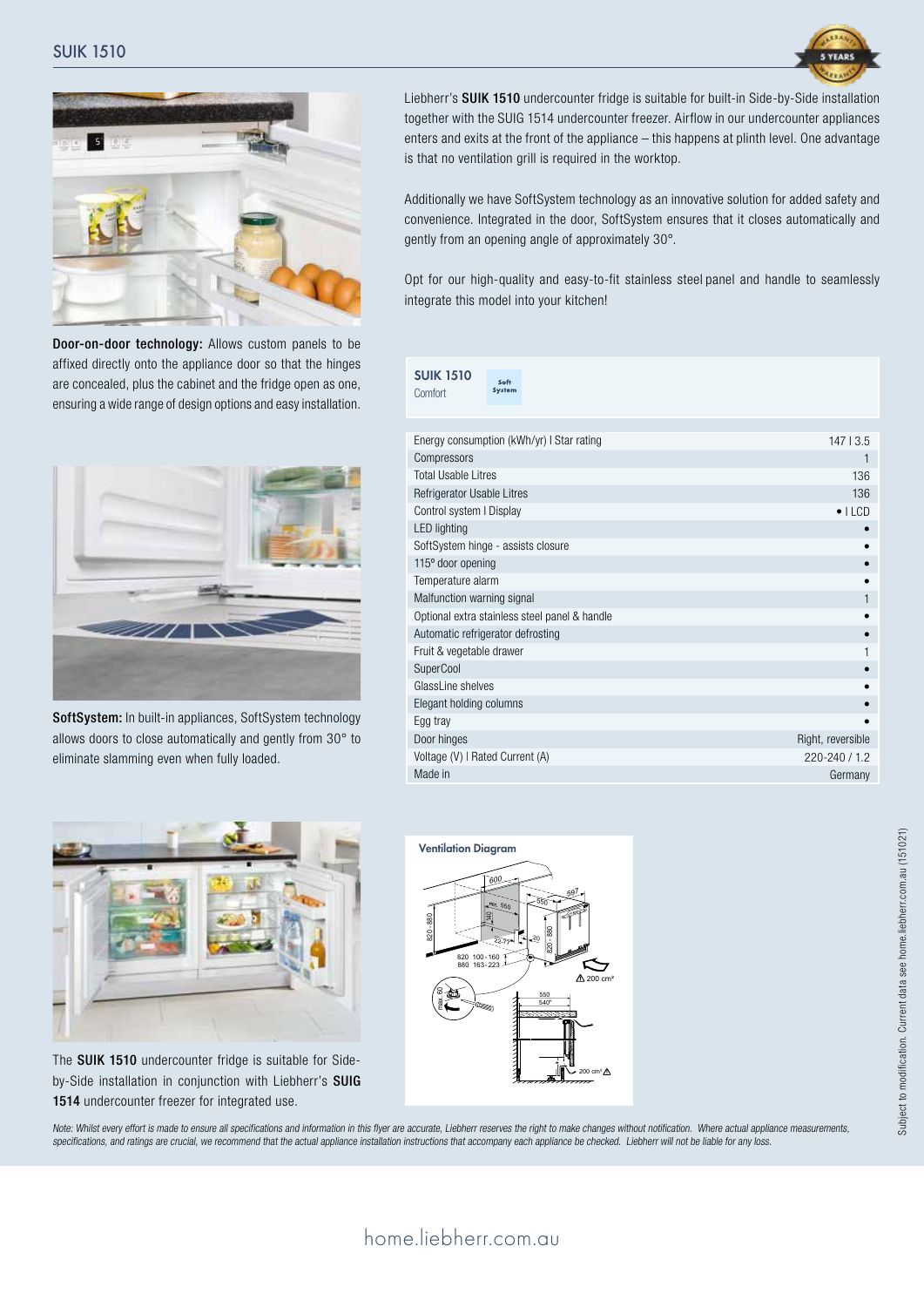# SUIK 1510

Door-on-door technology: Allows custom panels to be affixed directly onto the appliance door so that the hinges are concealed, plus the cabinet and the fridge open as one, ensuring a wide range of design options and easy installation.

**SoftSystem:** In built-in appliances, SoftSystem technology allows doors to close automatically and gently from 30° to eliminate slamming even when fully loaded.

The **SUIK 1510** undercounter fridge is suitable for Side-by-Side installation in conjunction with Liebherr's **SUIG 1514** undercounter freezer for integrated use.

Liebherr's **SUIK 1510** undercounter fridge is suitable for built-in Side-by-Side installation together with the SUIG 1514 undercounter freezer. Airflow in our undercounter appliances enters and exits at the front of the appliance – this happens at plinth level. One advantage is that no ventilation grill is required in the worktop.

Additionally we have SoftSystem technology as an innovative solution for added safety and convenience. Integrated in the door, SoftSystem ensures that it closes automatically and gently from an opening angle of approximately 30°.

Opt for our high-quality and easy-to-fit stainless steel panel and handle to seamlessly integrate this model into your kitchen!

**SUIK 1510**
Comfort

Soft System

| | |
|---|---|
| Energy consumption (kWh/yr) I Star rating | 147 I 3.5 |
| Compressors | 1 |
| Total Usable Litres | 136 |
| Refrigerator Usable Litres | 136 |
| Control system I Display | • I LCD |
| LED lighting | • |
| SoftSystem hinge - assists closure | • |
| 115° door opening | • |
| Temperature alarm | • |
| Malfunction warning signal | 1 |
| Optional extra stainless steel panel & handle | • |
| Automatic refrigerator defrosting | • |
| Fruit & vegetable drawer | 1 |
| SuperCool | • |
| GlassLine shelves | • |
| Elegant holding columns | • |
| Egg tray | • |
| Door hinges | Right, reversible |
| Voltage (V) I Rated Current (A) | 220-240 / 1.2 |
| Made in | Germany |

**Ventilation Diagram**

600
597
550
min. 550
820-880
820-880
140
22-77
20
820 100-160
880 163-223
200 cm²
max. 60
550
540
200 cm²

*Note: Whilst every effort is made to ensure all specifications and information in this flyer are accurate, Liebherr reserves the right to make changes without notification. Where actual appliance measurements, specifications, and ratings are crucial, we recommend that the actual appliance installation instructions that accompany each appliance be checked. Liebherr will not be liable for any loss.*

Subject to modification. Current data see home.liebherr.com.au (151021)

home.liebherr.com.au